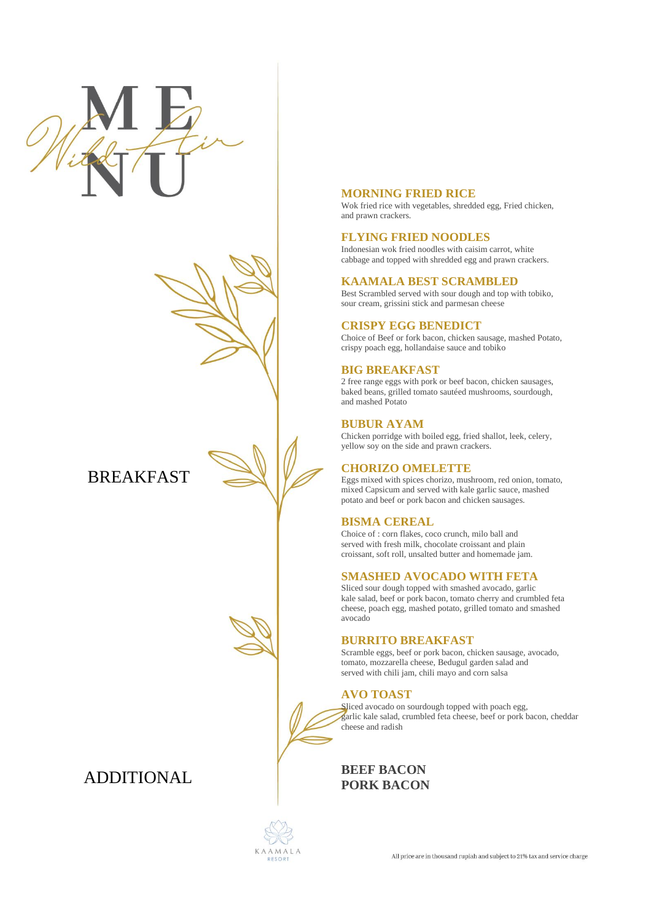# MENU

*Wild Air*

## BREAKFAST

### MORNING FRIED RICE
Wok fried rice with vegetables, shredded egg, Fried chicken, and prawn crackers.

### FLYING FRIED NOODLES
Indonesian wok fried noodles with caisim carrot, white cabbage and topped with shredded egg and prawn crackers.

### KAAMALA BEST SCRAMBLED
Best Scrambled served with sour dough and top with tobiko, sour cream, grissini stick and parmesan cheese

### CRISPY EGG BENEDICT
Choice of Beef or fork bacon, chicken sausage, mashed Potato, crispy poach egg, hollandaise sauce and tobiko

### BIG BREAKFAST
2 free range eggs with pork or beef bacon, chicken sausages, baked beans, grilled tomato sautéed mushrooms, sourdough, and mashed Potato

### BUBUR AYAM
Chicken porridge with boiled egg, fried shallot, leek, celery, yellow soy on the side and prawn crackers.

### CHORIZO OMELETTE
Eggs mixed with spices chorizo, mushroom, red onion, tomato, mixed Capsicum and served with kale garlic sauce, mashed potato and beef or pork bacon and chicken sausages.

### BISMA CEREAL
Choice of : corn flakes, coco crunch, milo ball and served with fresh milk, chocolate croissant and plain croissant, soft roll, unsalted butter and homemade jam.

### SMASHED AVOCADO WITH FETA
Sliced sour dough topped with smashed avocado, garlic kale salad, beef or pork bacon, tomato cherry and crumbled feta cheese, poach egg, mashed potato, grilled tomato and smashed avocado

### BURRITO BREAKFAST
Scramble eggs, beef or pork bacon, chicken sausage, avocado, tomato, mozzarella cheese, Bedugul garden salad and served with chili jam, chili mayo and corn salsa

### AVO TOAST
Sliced avocado on sourdough topped with poach egg, garlic kale salad, crumbled feta cheese, beef or pork bacon, cheddar cheese and radish

## ADDITIONAL

**BEEF BACON**
**PORK BACON**

KAAMALA RESORT

All price are in thousand rupiah and subject to 21% tax and service charge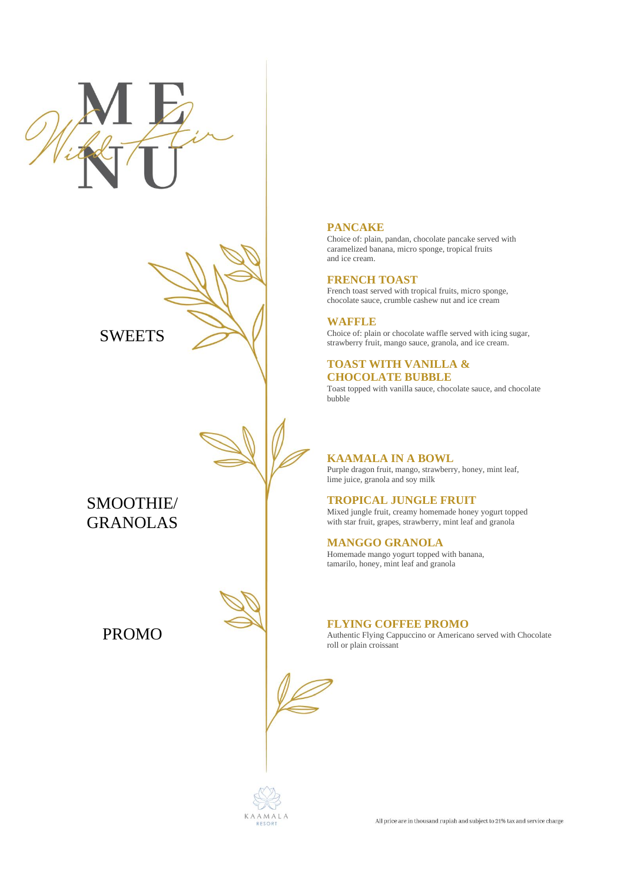# MENU

*Wild Air*

## SWEETS

### PANCAKE
Choice of: plain, pandan, chocolate pancake served with caramelized banana, micro sponge, tropical fruits and ice cream.

### FRENCH TOAST
French toast served with tropical fruits, micro sponge, chocolate sauce, crumble cashew nut and ice cream

### WAFFLE
Choice of: plain or chocolate waffle served with icing sugar, strawberry fruit, mango sauce, granola, and ice cream.

### TOAST WITH VANILLA & CHOCOLATE BUBBLE
Toast topped with vanilla sauce, chocolate sauce, and chocolate bubble

## SMOOTHIE/ GRANOLAS

### KAAMALA IN A BOWL
Purple dragon fruit, mango, strawberry, honey, mint leaf, lime juice, granola and soy milk

### TROPICAL JUNGLE FRUIT
Mixed jungle fruit, creamy homemade honey yogurt topped with star fruit, grapes, strawberry, mint leaf and granola

### MANGGO GRANOLA
Homemade mango yogurt topped with banana, tamarilo, honey, mint leaf and granola

## PROMO

### FLYING COFFEE PROMO
Authentic Flying Cappuccino or Americano served with Chocolate roll or plain croissant

KAAMALA RESORT

All price are in thousand rupiah and subject to 21% tax and service charge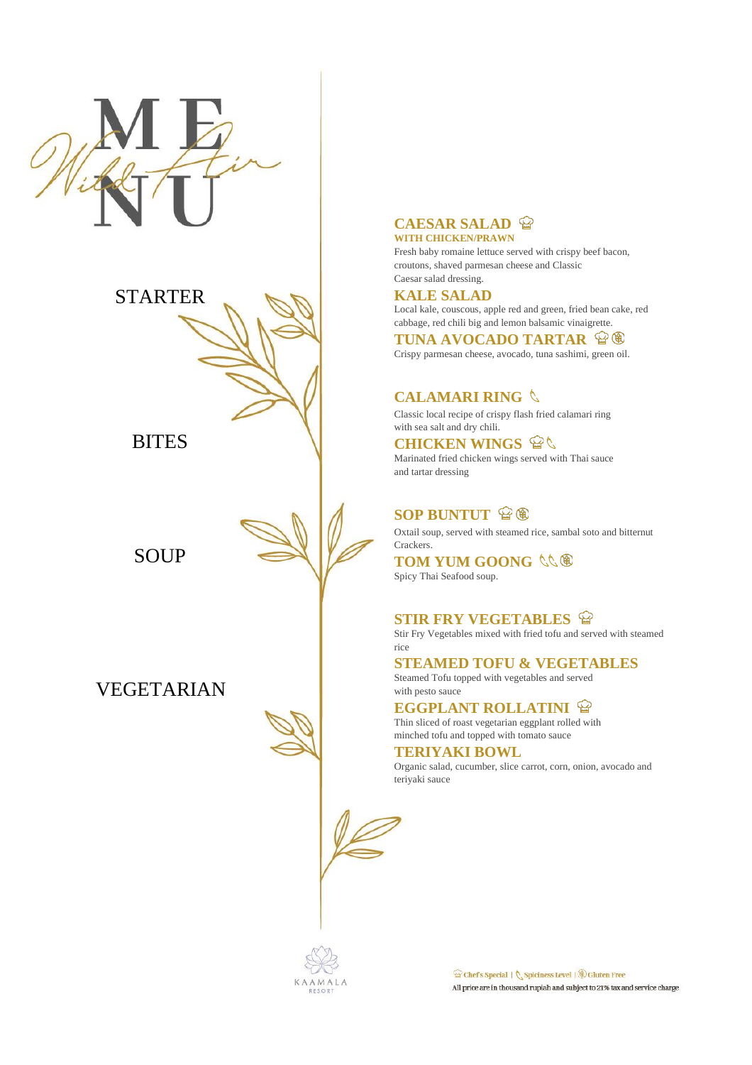# MENU

*Wild Fire*

## STARTER

### CAESAR SALAD 🍳
**WITH CHICKEN/PRAWN**

Fresh baby romaine lettuce served with crispy beef bacon, croutons, shaved parmesan cheese and Classic Caesar salad dressing.

### KALE SALAD

Local kale, couscous, apple red and green, fried bean cake, red cabbage, red chili big and lemon balsamic vinaigrette.

### TUNA AVOCADO TARTAR

Crispy parmesan cheese, avocado, tuna sashimi, green oil.

## BITES

### CALAMARI RING

Classic local recipe of crispy flash fried calamari ring with sea salt and dry chili.

### CHICKEN WINGS

Marinated fried chicken wings served with Thai sauce and tartar dressing

## SOUP

### SOP BUNTUT

Oxtail soup, served with steamed rice, sambal soto and bitternut Crackers.

### TOM YUM GOONG

Spicy Thai Seafood soup.

## VEGETARIAN

### STIR FRY VEGETABLES

Stir Fry Vegetables mixed with fried tofu and served with steamed rice

### STEAMED TOFU & VEGETABLES

Steamed Tofu topped with vegetables and served with pesto sauce

### EGGPLANT ROLLATINI

Thin sliced of roast vegetarian eggplant rolled with minched tofu and topped with tomato sauce

### TERIYAKI BOWL

Organic salad, cucumber, slice carrot, corn, onion, avocado and teriyaki sauce

KAAMALA RESORT

Chef's Special | Spiciness Level | Gluten Free

All price are in thousand rupiah and subject to 21% tax and service charge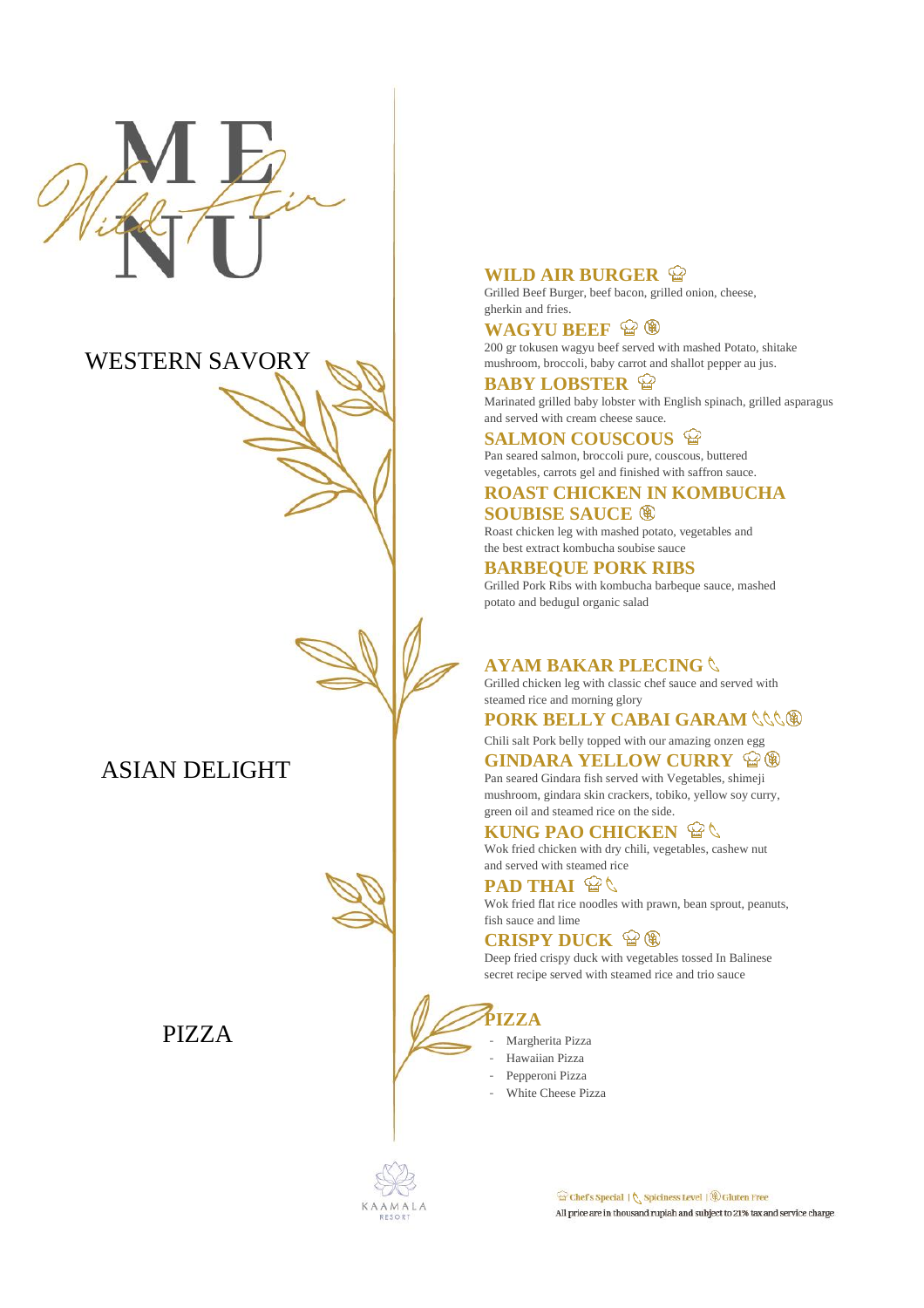# MENU

*Wild Air*

## WESTERN SAVORY

### WILD AIR BURGER 🍳
Grilled Beef Burger, beef bacon, grilled onion, cheese, gherkin and fries.

### WAGYU BEEF 🍳 ㊎
200 gr tokusen wagyu beef served with mashed Potato, shitake mushroom, broccoli, baby carrot and shallot pepper au jus.

### BABY LOBSTER 🍳
Marinated grilled baby lobster with English spinach, grilled asparagus and served with cream cheese sauce.

### SALMON COUSCOUS 🍳
Pan seared salmon, broccoli pure, couscous, buttered vegetables, carrots gel and finished with saffron sauce.

### ROAST CHICKEN IN KOMBUCHA SOUBISE SAUCE ㊎
Roast chicken leg with mashed potato, vegetables and the best extract kombucha soubise sauce

### BARBEQUE PORK RIBS
Grilled Pork Ribs with kombucha barbeque sauce, mashed potato and bedugul organic salad

## ASIAN DELIGHT

### AYAM BAKAR PLECING 🌶
Grilled chicken leg with classic chef sauce and served with steamed rice and morning glory

### PORK BELLY CABAI GARAM 🌶🌶🌶 ㊎
Chili salt Pork belly topped with our amazing onzen egg

### GINDARA YELLOW CURRY 🍳 ㊎
Pan seared Gindara fish served with Vegetables, shimeji mushroom, gindara skin crackers, tobiko, yellow soy curry, green oil and steamed rice on the side.

### KUNG PAO CHICKEN 🍳 🌶
Wok fried chicken with dry chili, vegetables, cashew nut and served with steamed rice

### PAD THAI 🍳 🌶
Wok fried flat rice noodles with prawn, bean sprout, peanuts, fish sauce and lime

### CRISPY DUCK 🍳 ㊎
Deep fried crispy duck with vegetables tossed In Balinese secret recipe served with steamed rice and trio sauce

## PIZZA

### PIZZA
- Margherita Pizza
- Hawaiian Pizza
- Pepperoni Pizza
- White Cheese Pizza

KAAMALA RESORT

🍳 Chef's Special | 🌶 Spiciness Level | ㊎ Gluten Free

All price are in thousand rupiah and subject to 21% tax and service charge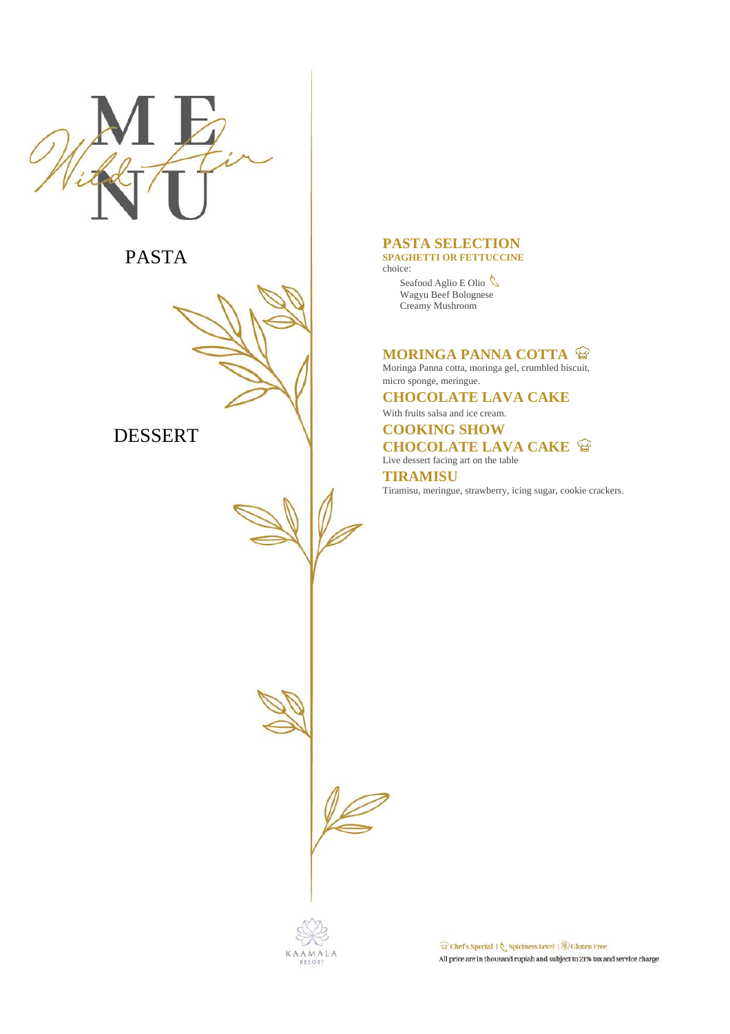# MENU

*Wild Fire*

## PASTA

### PASTA SELECTION

**SPAGHETTI OR FETTUCCINE**

choice:

- Seafood Aglio E Olio 🌶
- Wagyu Beef Bolognese
- Creamy Mushroom

## DESSERT

### MORINGA PANNA COTTA 👨‍🍳

Moringa Panna cotta, moringa gel, crumbled biscuit, micro sponge, meringue.

### CHOCOLATE LAVA CAKE

With fruits salsa and ice cream.

### COOKING SHOW CHOCOLATE LAVA CAKE 👨‍🍳

Live dessert facing art on the table

### TIRAMISU

Tiramisu, meringue, strawberry, icing sugar, cookie crackers.

KAAMALA RESORT

👨‍🍳 Chef's Special | 🌶 Spiciness Level | Gluten Free

All price are in thousand rupiah and subject to 21% tax and service charge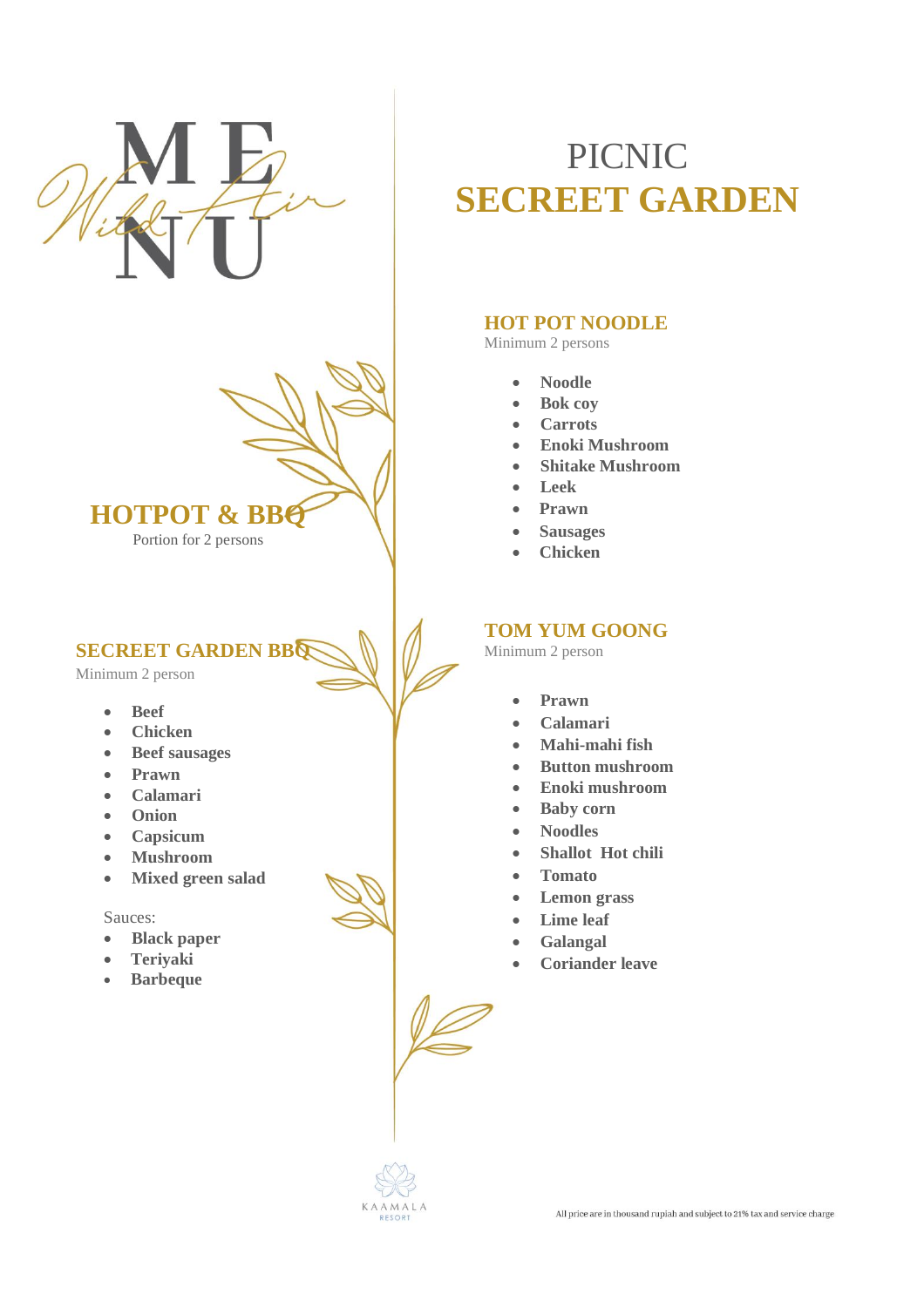# MENU

*Wild Air*

## HOTPOT & BBQ

Portion for 2 persons

### SECREET GARDEN BBQ

Minimum 2 person

- **Beef**
- **Chicken**
- **Beef sausages**
- **Prawn**
- **Calamari**
- **Onion**
- **Capsicum**
- **Mushroom**
- **Mixed green salad**

Sauces:

- **Black paper**
- **Teriyaki**
- **Barbeque**

# PICNIC
# SECREET GARDEN

### HOT POT NOODLE

Minimum 2 persons

- **Noodle**
- **Bok coy**
- **Carrots**
- **Enoki Mushroom**
- **Shitake Mushroom**
- **Leek**
- **Prawn**
- **Sausages**
- **Chicken**

### TOM YUM GOONG

Minimum 2 person

- **Prawn**
- **Calamari**
- **Mahi-mahi fish**
- **Button mushroom**
- **Enoki mushroom**
- **Baby corn**
- **Noodles**
- **Shallot Hot chili**
- **Tomato**
- **Lemon grass**
- **Lime leaf**
- **Galangal**
- **Coriander leave**

KAAMALA RESORT

All price are in thousand rupiah and subject to 21% tax and service charge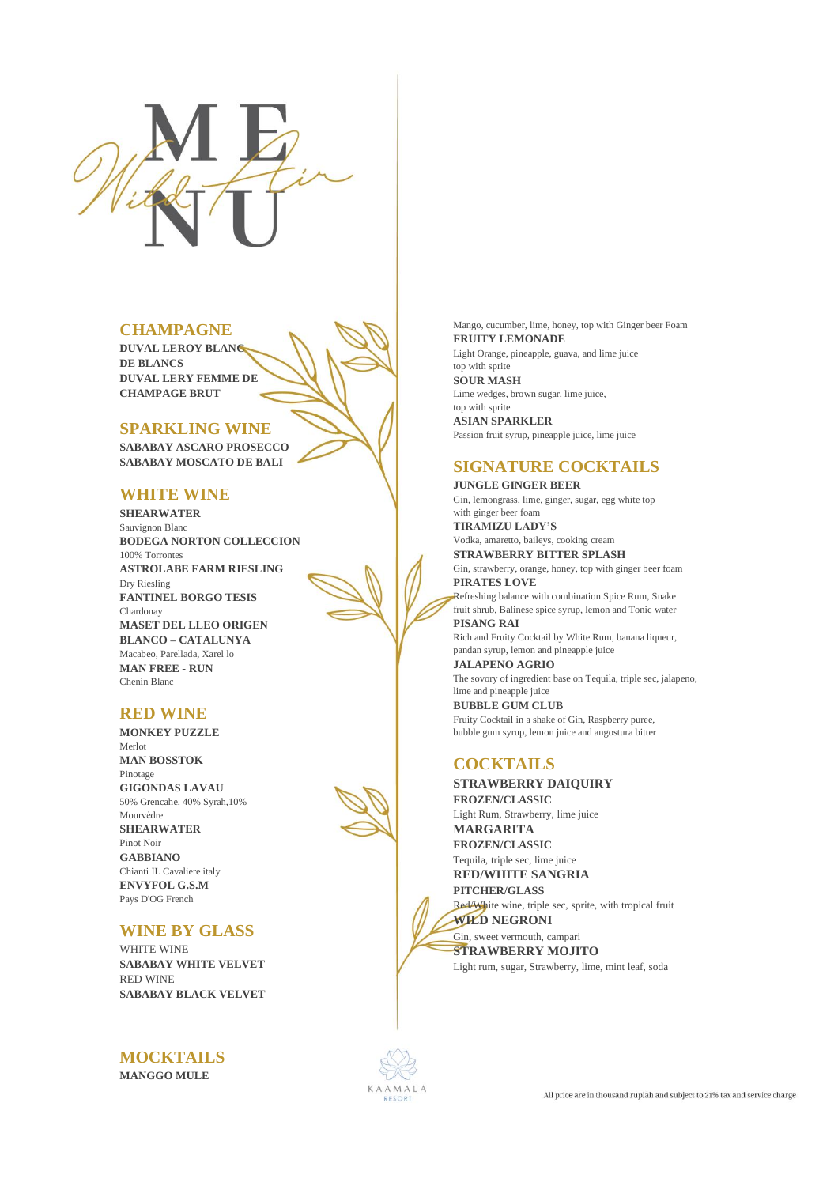# MENU

*Wild Fire*

## CHAMPAGNE

**DUVAL LEROY BLANC DE BLANCS**
**DUVAL LERY FEMME DE CHAMPAGE BRUT**

## SPARKLING WINE

**SABABAY ASCARO PROSECCO**
**SABABAY MOSCATO DE BALI**

## WHITE WINE

**SHEARWATER**
Sauvignon Blanc
**BODEGA NORTON COLLECCION**
100% Torrontes
**ASTROLABE FARM RIESLING**
Dry Riesling
**FANTINEL BORGO TESIS**
Chardonay
**MASET DEL LLEO ORIGEN BLANCO – CATALUNYA**
Macabeo, Parellada, Xarel lo
**MAN FREE - RUN**
Chenin Blanc

## RED WINE

**MONKEY PUZZLE**
Merlot
**MAN BOSSTOK**
Pinotage
**GIGONDAS LAVAU**
50% Grencahe, 40% Syrah,10% Mourvèdre
**SHEARWATER**
Pinot Noir
**GABBIANO**
Chianti IL Cavaliere italy
**ENVYFOL G.S.M**
Pays D'OG French

## WINE BY GLASS

WHITE WINE
**SABABAY WHITE VELVET**
RED WINE
**SABABAY BLACK VELVET**

## MOCKTAILS

**MANGGO MULE**
Mango, cucumber, lime, honey, top with Ginger beer Foam
**FRUITY LEMONADE**
Light Orange, pineapple, guava, and lime juice top with sprite
**SOUR MASH**
Lime wedges, brown sugar, lime juice, top with sprite
**ASIAN SPARKLER**
Passion fruit syrup, pineapple juice, lime juice

## SIGNATURE COCKTAILS

**JUNGLE GINGER BEER**
Gin, lemongrass, lime, ginger, sugar, egg white top with ginger beer foam
**TIRAMIZU LADY'S**
Vodka, amaretto, baileys, cooking cream
**STRAWBERRY BITTER SPLASH**
Gin, strawberry, orange, honey, top with ginger beer foam
**PIRATES LOVE**
Refreshing balance with combination Spice Rum, Snake fruit shrub, Balinese spice syrup, lemon and Tonic water
**PISANG RAI**
Rich and Fruity Cocktail by White Rum, banana liqueur, pandan syrup, lemon and pineapple juice
**JALAPENO AGRIO**
The sovory of ingredient base on Tequila, triple sec, jalapeno, lime and pineapple juice
**BUBBLE GUM CLUB**
Fruity Cocktail in a shake of Gin, Raspberry puree, bubble gum syrup, lemon juice and angostura bitter

## COCKTAILS

**STRAWBERRY DAIQUIRY**
**FROZEN/CLASSIC**
Light Rum, Strawberry, lime juice
**MARGARITA**
**FROZEN/CLASSIC**
Tequila, triple sec, lime juice
**RED/WHITE SANGRIA**
**PITCHER/GLASS**
Red/White wine, triple sec, sprite, with tropical fruit
**WILD NEGRONI**
Gin, sweet vermouth, campari
**STRAWBERRY MOJITO**
Light rum, sugar, Strawberry, lime, mint leaf, soda

KAAMALA RESORT

All price are in thousand rupiah and subject to 21% tax and service charge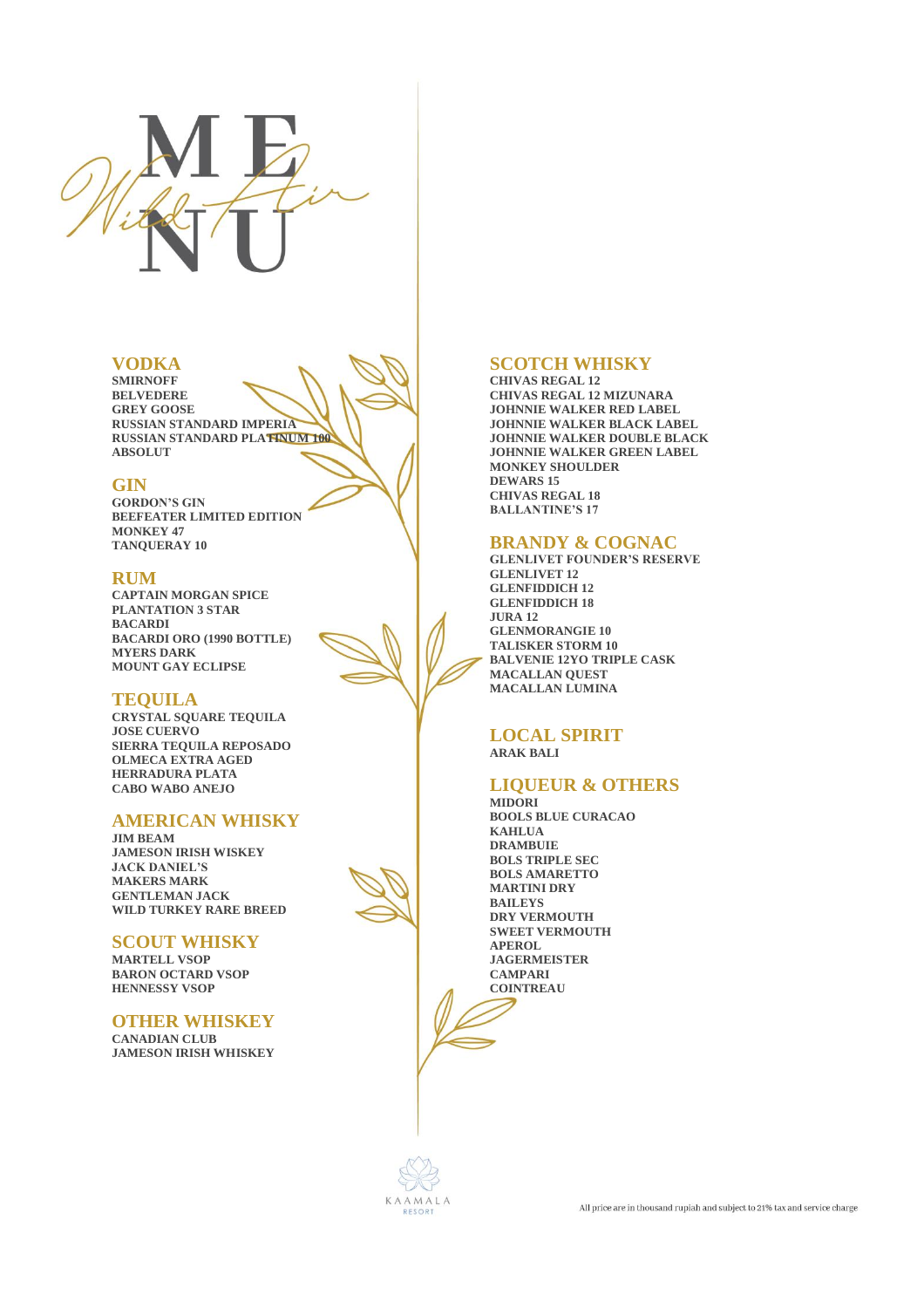# MENU

*Wild Air*

## VODKA

SMIRNOFF
BELVEDERE
GREY GOOSE
RUSSIAN STANDARD IMPERIA
RUSSIAN STANDARD PLATINUM 100
ABSOLUT

## GIN

GORDON'S GIN
BEEFEATER LIMITED EDITION
MONKEY 47
TANQUERAY 10

## RUM

CAPTAIN MORGAN SPICE
PLANTATION 3 STAR
BACARDI
BACARDI ORO (1990 BOTTLE)
MYERS DARK
MOUNT GAY ECLIPSE

## TEQUILA

CRYSTAL SQUARE TEQUILA
JOSE CUERVO
SIERRA TEQUILA REPOSADO
OLMECA EXTRA AGED
HERRADURA PLATA
CABO WABO ANEJO

## AMERICAN WHISKY

JIM BEAM
JAMESON IRISH WISKEY
JACK DANIEL'S
MAKERS MARK
GENTLEMAN JACK
WILD TURKEY RARE BREED

## SCOUT WHISKY

MARTELL VSOP
BARON OCTARD VSOP
HENNESSY VSOP

## OTHER WHISKEY

CANADIAN CLUB
JAMESON IRISH WHISKEY

## SCOTCH WHISKY

CHIVAS REGAL 12
CHIVAS REGAL 12 MIZUNARA
JOHNNIE WALKER RED LABEL
JOHNNIE WALKER BLACK LABEL
JOHNNIE WALKER DOUBLE BLACK
JOHNNIE WALKER GREEN LABEL
MONKEY SHOULDER
DEWARS 15
CHIVAS REGAL 18
BALLANTINE'S 17

## BRANDY & COGNAC

GLENLIVET FOUNDER'S RESERVE
GLENLIVET 12
GLENFIDDICH 12
GLENFIDDICH 18
JURA 12
GLENMORANGIE 10
TALISKER STORM 10
BALVENIE 12YO TRIPLE CASK
MACALLAN QUEST
MACALLAN LUMINA

## LOCAL SPIRIT

ARAK BALI

## LIQUEUR & OTHERS

MIDORI
BOOLS BLUE CURACAO
KAHLUA
DRAMBUIE
BOLS TRIPLE SEC
BOLS AMARETTO
MARTINI DRY
BAILEYS
DRY VERMOUTH
SWEET VERMOUTH
APEROL
JAGERMEISTER
CAMPARI
COINTREAU

KAAMALA RESORT

All price are in thousand rupiah and subject to 21% tax and service charge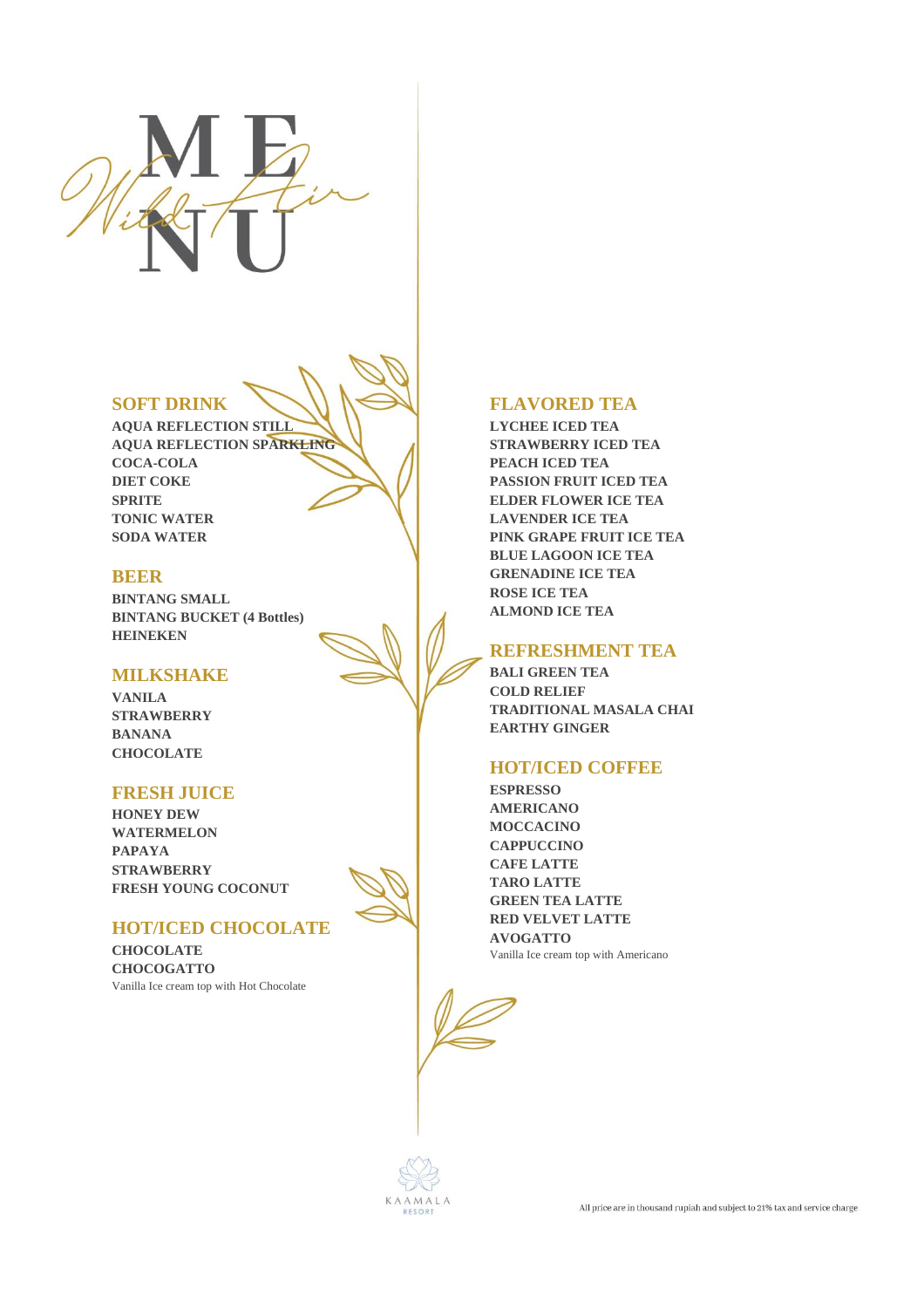# MENU

*Wild Fir*

## SOFT DRINK

AQUA REFLECTION STILL
AQUA REFLECTION SPARKLING
COCA-COLA
DIET COKE
SPRITE
TONIC WATER
SODA WATER

## BEER

BINTANG SMALL
BINTANG BUCKET (4 Bottles)
HEINEKEN

## MILKSHAKE

VANILA
STRAWBERRY
BANANA
CHOCOLATE

## FRESH JUICE

HONEY DEW
WATERMELON
PAPAYA
STRAWBERRY
FRESH YOUNG COCONUT

## HOT/ICED CHOCOLATE

CHOCOLATE
CHOCOGATTO
Vanilla Ice cream top with Hot Chocolate

## FLAVORED TEA

LYCHEE ICED TEA
STRAWBERRY ICED TEA
PEACH ICED TEA
PASSION FRUIT ICED TEA
ELDER FLOWER ICE TEA
LAVENDER ICE TEA
PINK GRAPE FRUIT ICE TEA
BLUE LAGOON ICE TEA
GRENADINE ICE TEA
ROSE ICE TEA
ALMOND ICE TEA

## REFRESHMENT TEA

BALI GREEN TEA
COLD RELIEF
TRADITIONAL MASALA CHAI
EARTHY GINGER

## HOT/ICED COFFEE

ESPRESSO
AMERICANO
MOCCACINO
CAPPUCCINO
CAFE LATTE
TARO LATTE
GREEN TEA LATTE
RED VELVET LATTE
AVOGATTO
Vanilla Ice cream top with Americano

KAAMALA RESORT

All price are in thousand rupiah and subject to 21% tax and service charge